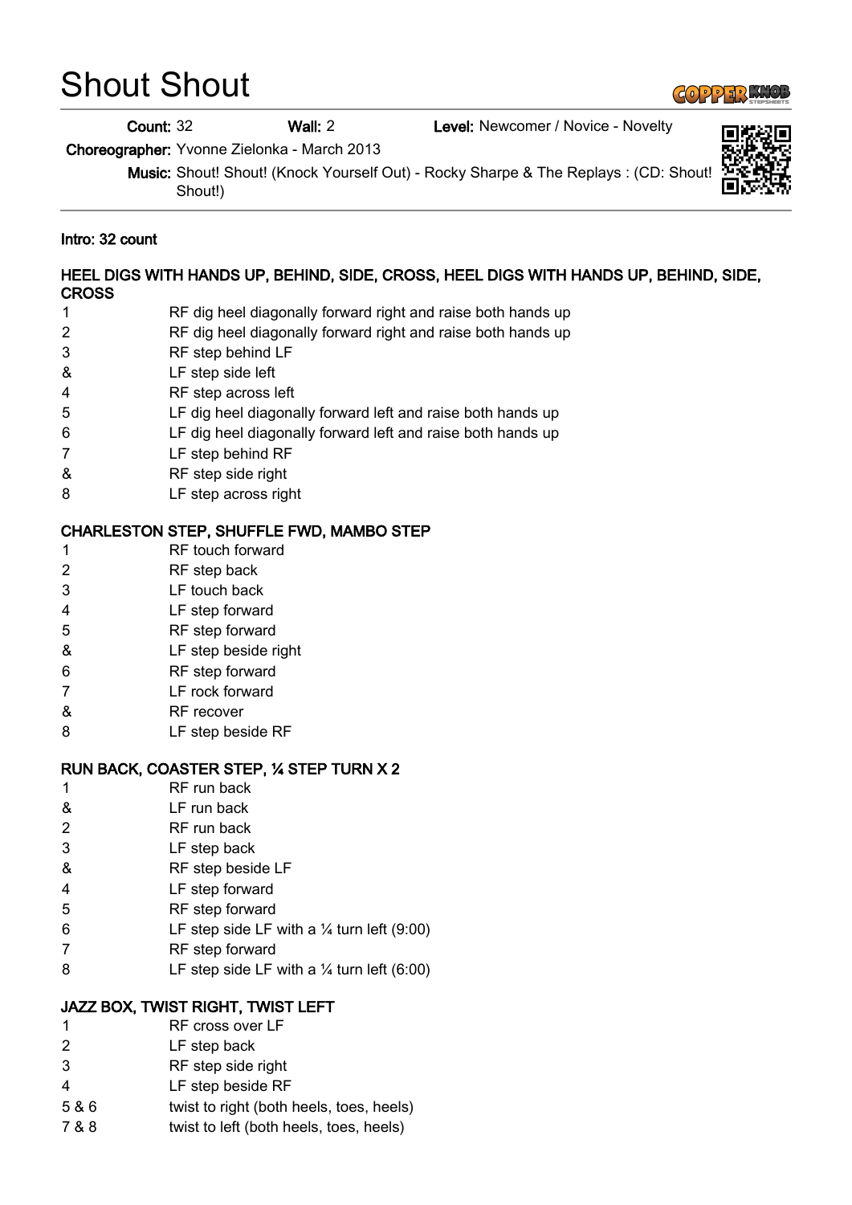# Shout Shout

**Count:** 32 **Wall:** 2 **Level:** Newcomer / Novice - Novelty

**Choreographer:** Yvonne Zielonka - March 2013

**Music:** Shout! Shout! (Knock Yourself Out) - Rocky Sharpe & The Replays : (CD: Shout! Shout!)

**Intro: 32 count**

### HEEL DIGS WITH HANDS UP, BEHIND, SIDE, CROSS, HEEL DIGS WITH HANDS UP, BEHIND, SIDE, CROSS

| | |
|---|---|
| 1 | RF dig heel diagonally forward right and raise both hands up |
| 2 | RF dig heel diagonally forward right and raise both hands up |
| 3 | RF step behind LF |
| & | LF step side left |
| 4 | RF step across left |
| 5 | LF dig heel diagonally forward left and raise both hands up |
| 6 | LF dig heel diagonally forward left and raise both hands up |
| 7 | LF step behind RF |
| & | RF step side right |
| 8 | LF step across right |

### CHARLESTON STEP, SHUFFLE FWD, MAMBO STEP

| | |
|---|---|
| 1 | RF touch forward |
| 2 | RF step back |
| 3 | LF touch back |
| 4 | LF step forward |
| 5 | RF step forward |
| & | LF step beside right |
| 6 | RF step forward |
| 7 | LF rock forward |
| & | RF recover |
| 8 | LF step beside RF |

### RUN BACK, COASTER STEP, ¼ STEP TURN X 2

| | |
|---|---|
| 1 | RF run back |
| & | LF run back |
| 2 | RF run back |
| 3 | LF step back |
| & | RF step beside LF |
| 4 | LF step forward |
| 5 | RF step forward |
| 6 | LF step side LF with a ¼ turn left (9:00) |
| 7 | RF step forward |
| 8 | LF step side LF with a ¼ turn left (6:00) |

### JAZZ BOX, TWIST RIGHT, TWIST LEFT

| | |
|---|---|
| 1 | RF cross over LF |
| 2 | LF step back |
| 3 | RF step side right |
| 4 | LF step beside RF |
| 5 & 6 | twist to right (both heels, toes, heels) |
| 7 & 8 | twist to left (both heels, toes, heels) |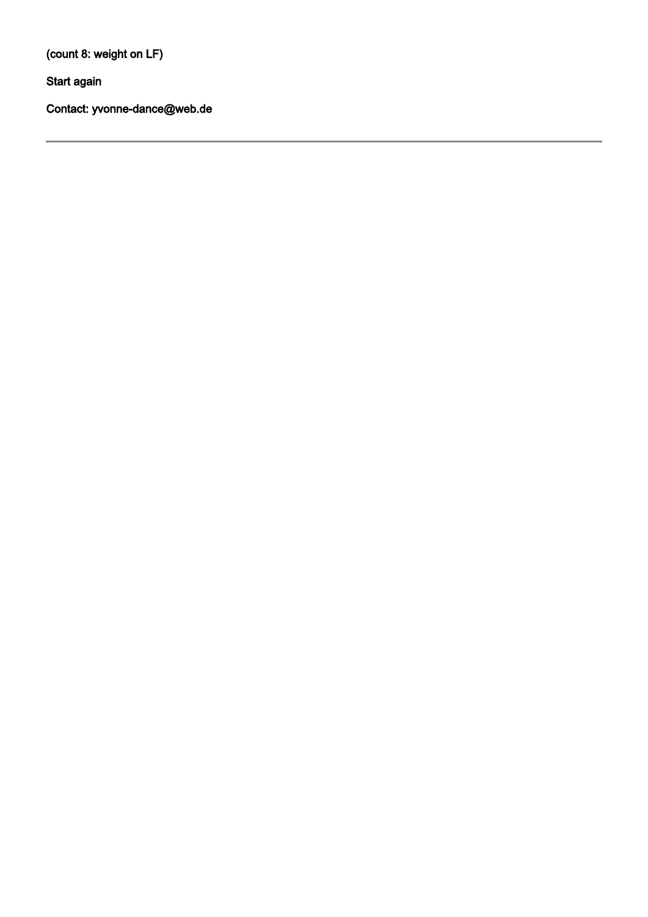(count 8: weight on LF)

Start again

Contact: yvonne-dance@web.de

---